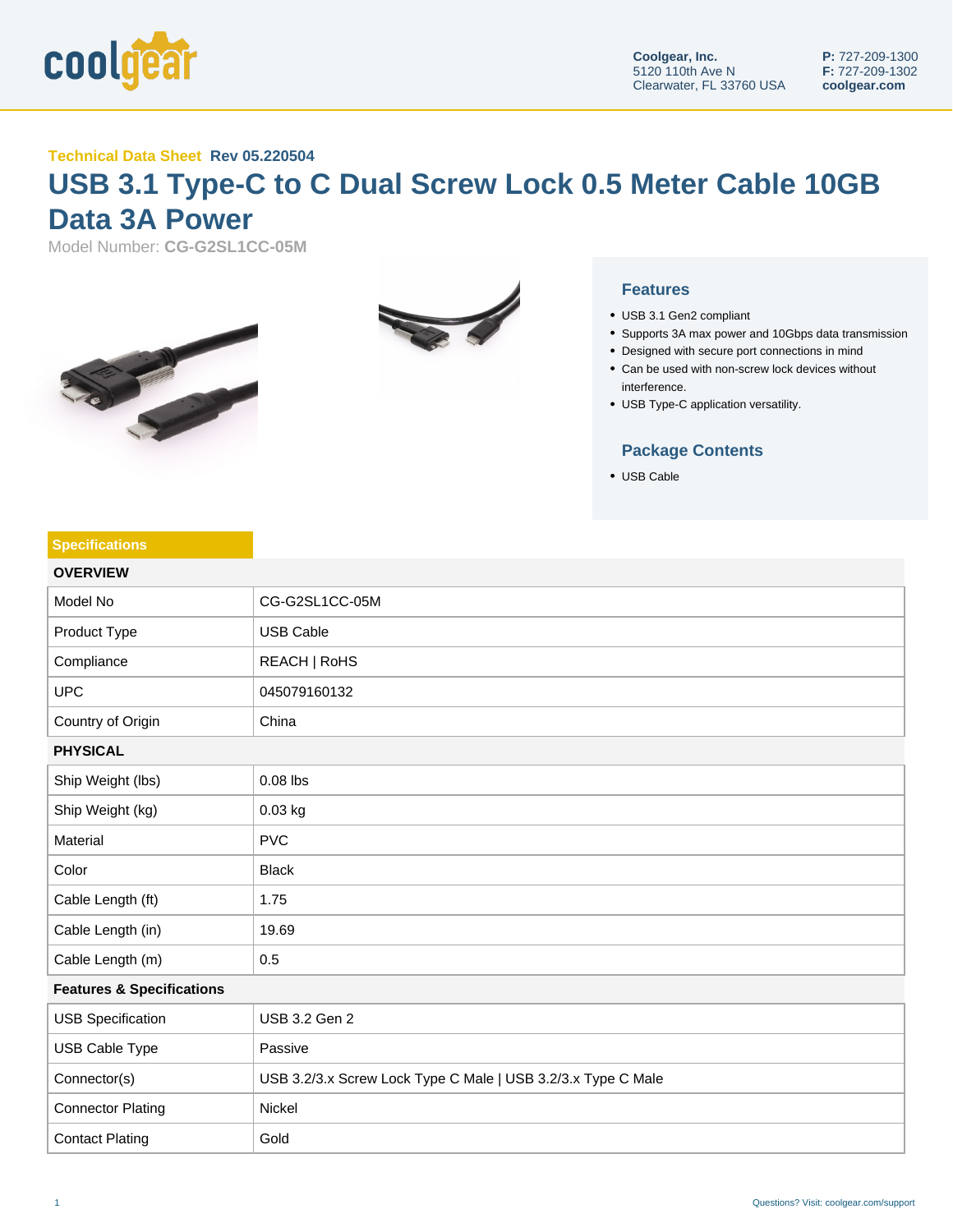coolgear

**Coolgear, Inc.**
5120 110th Ave N
Clearwater, FL 33760 USA

**P:** 727-209-1300
**F:** 727-209-1302
**coolgear.com**

**Technical Data Sheet** **Rev 05.220504**

# USB 3.1 Type-C to C Dual Screw Lock 0.5 Meter Cable 10GB Data 3A Power

Model Number: **CG-G2SL1CC-05M**

## Features

- USB 3.1 Gen2 compliant
- Supports 3A max power and 10Gbps data transmission
- Designed with secure port connections in mind
- Can be used with non-screw lock devices without interference.
- USB Type-C application versatility.

## Package Contents

- USB Cable

## Specifications

| OVERVIEW | |
|---|---|
| Model No | CG-G2SL1CC-05M |
| Product Type | USB Cable |
| Compliance | REACH \| RoHS |
| UPC | 045079160132 |
| Country of Origin | China |

| PHYSICAL | |
|---|---|
| Ship Weight (lbs) | 0.08 lbs |
| Ship Weight (kg) | 0.03 kg |
| Material | PVC |
| Color | Black |
| Cable Length (ft) | 1.75 |
| Cable Length (in) | 19.69 |
| Cable Length (m) | 0.5 |

| Features & Specifications | |
|---|---|
| USB Specification | USB 3.2 Gen 2 |
| USB Cable Type | Passive |
| Connector(s) | USB 3.2/3.x Screw Lock Type C Male \| USB 3.2/3.x Type C Male |
| Connector Plating | Nickel |
| Contact Plating | Gold |

Questions? Visit: coolgear.com/support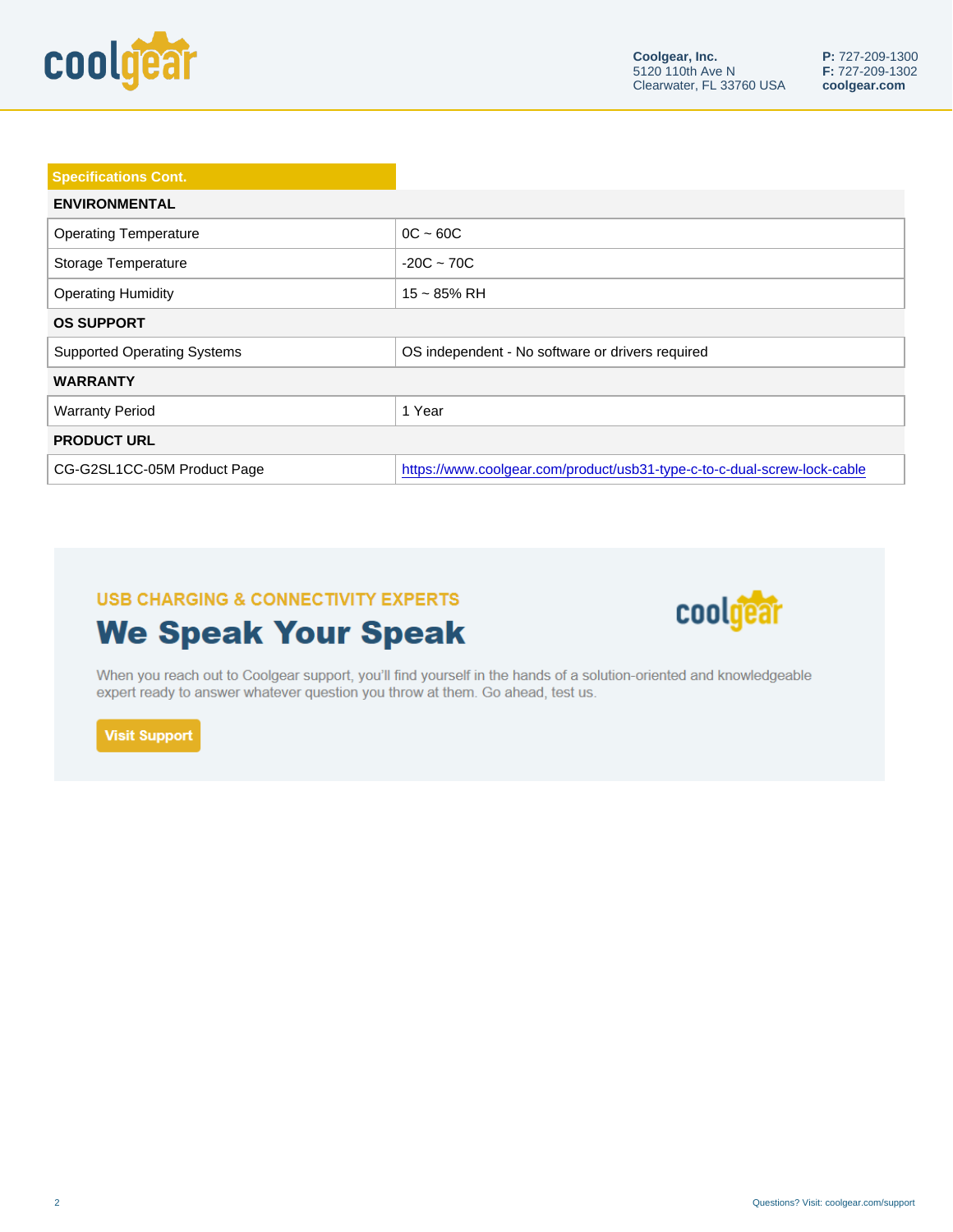| Specifications Cont. | |
| --- | --- |
| **ENVIRONMENTAL** | |
| Operating Temperature | 0C ~ 60C |
| Storage Temperature | -20C ~ 70C |
| Operating Humidity | 15 ~ 85% RH |
| **OS SUPPORT** | |
| Supported Operating Systems | OS independent - No software or drivers required |
| **WARRANTY** | |
| Warranty Period | 1 Year |
| **PRODUCT URL** | |
| CG-G2SL1CC-05M Product Page | https://www.coolgear.com/product/usb31-type-c-to-c-dual-screw-lock-cable |

USB CHARGING & CONNECTIVITY EXPERTS

## We Speak Your Speak

When you reach out to Coolgear support, you'll find yourself in the hands of a solution-oriented and knowledgeable expert ready to answer whatever question you throw at them. Go ahead, test us.

Visit Support